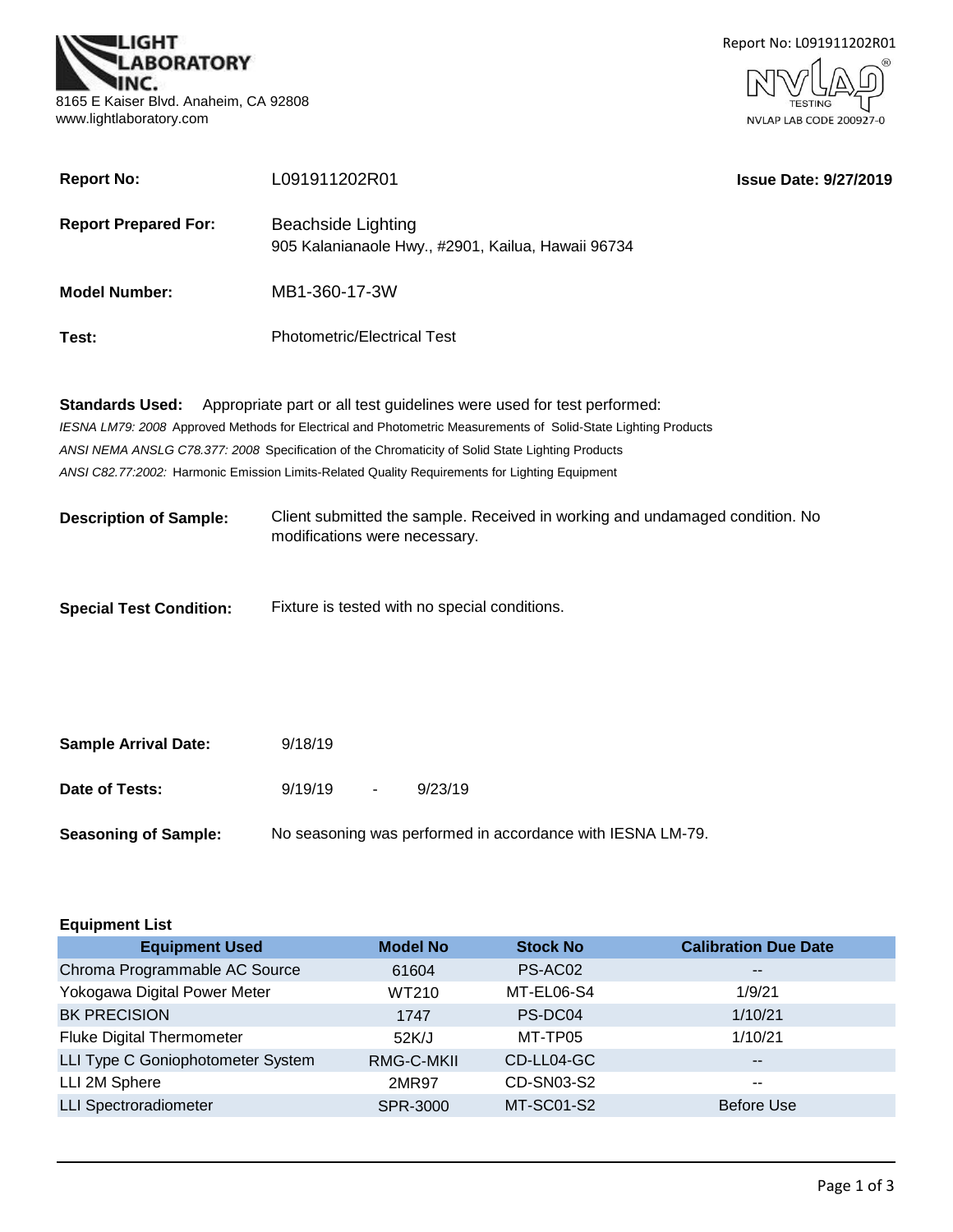LIGHT LABORATORY INC.
8165 E Kaiser Blvd. Anaheim, CA 92808
www.lightlaboratory.com

Report No: L091911202R01
NVLAP TESTING
NVLAP LAB CODE 200927-0

**Report No:** L091911202R01 **Issue Date: 9/27/2019**

**Report Prepared For:** Beachside Lighting
905 Kalanianaole Hwy., #2901, Kailua, Hawaii 96734

**Model Number:** MB1-360-17-3W

**Test:** Photometric/Electrical Test

**Standards Used:** Appropriate part or all test guidelines were used for test performed:
*IESNA LM79: 2008* Approved Methods for Electrical and Photometric Measurements of Solid-State Lighting Products
*ANSI NEMA ANSLG C78.377: 2008* Specification of the Chromaticity of Solid State Lighting Products
*ANSI C82.77:2002:* Harmonic Emission Limits-Related Quality Requirements for Lighting Equipment

**Description of Sample:** Client submitted the sample. Received in working and undamaged condition. No modifications were necessary.

**Special Test Condition:** Fixture is tested with no special conditions.

**Sample Arrival Date:** 9/18/19

**Date of Tests:** 9/19/19 - 9/23/19

**Seasoning of Sample:** No seasoning was performed in accordance with IESNA LM-79.

**Equipment List**

| Equipment Used | Model No | Stock No | Calibration Due Date |
|---|---|---|---|
| Chroma Programmable AC Source | 61604 | PS-AC02 | -- |
| Yokogawa Digital Power Meter | WT210 | MT-EL06-S4 | 1/9/21 |
| BK PRECISION | 1747 | PS-DC04 | 1/10/21 |
| Fluke Digital Thermometer | 52K/J | MT-TP05 | 1/10/21 |
| LLI Type C Goniophotometer System | RMG-C-MKII | CD-LL04-GC | -- |
| LLI 2M Sphere | 2MR97 | CD-SN03-S2 | -- |
| LLI Spectroradiometer | SPR-3000 | MT-SC01-S2 | Before Use |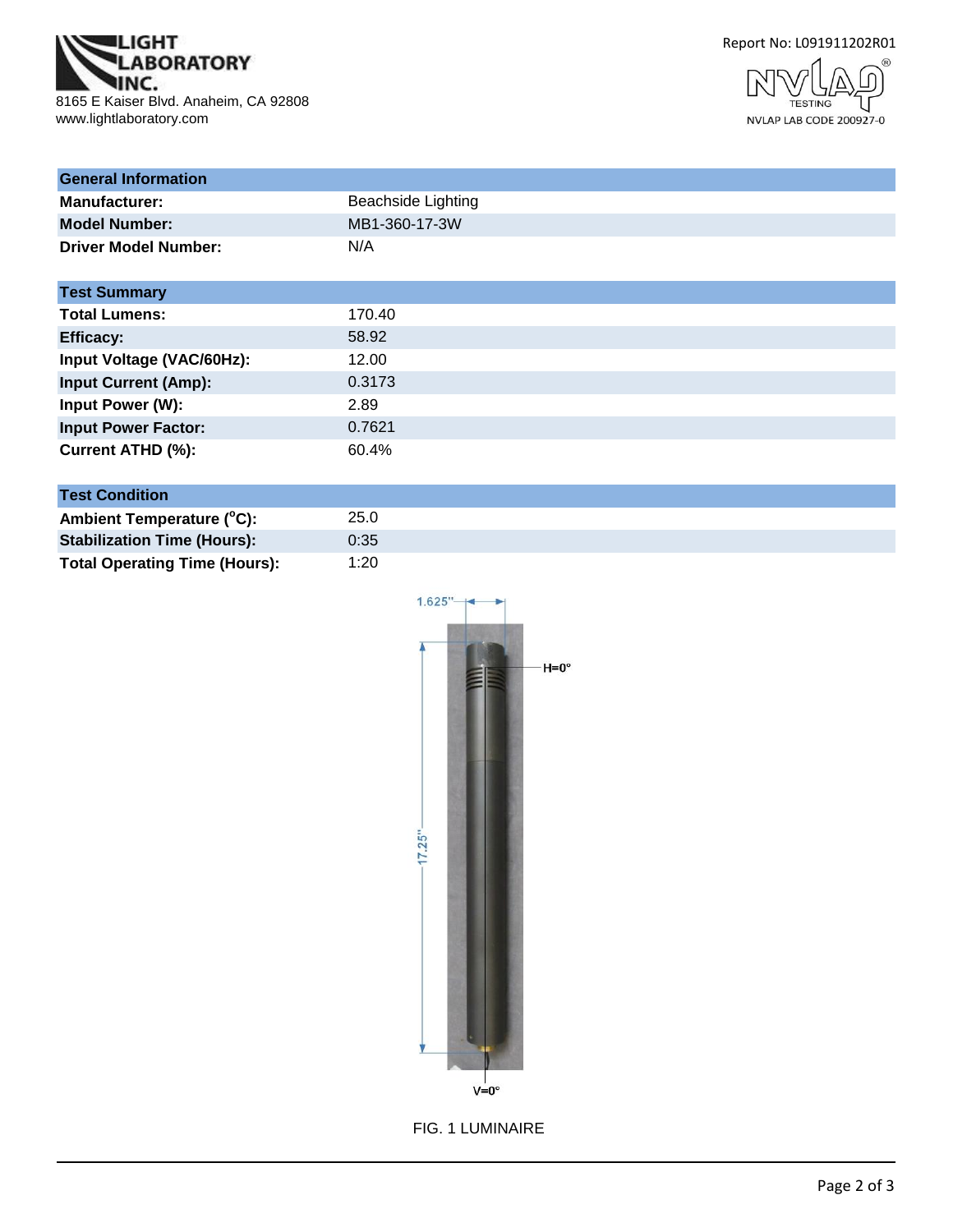LIGHT LABORATORY INC.
8165 E Kaiser Blvd. Anaheim, CA 92808
www.lightlaboratory.com

Report No: L091911202R01

NVLAP TESTING
NVLAP LAB CODE 200927-0

| General Information | |
|---|---|
| **Manufacturer:** | Beachside Lighting |
| **Model Number:** | MB1-360-17-3W |
| **Driver Model Number:** | N/A |

| Test Summary | |
|---|---|
| **Total Lumens:** | 170.40 |
| **Efficacy:** | 58.92 |
| **Input Voltage (VAC/60Hz):** | 12.00 |
| **Input Current (Amp):** | 0.3173 |
| **Input Power (W):** | 2.89 |
| **Input Power Factor:** | 0.7621 |
| **Current ATHD (%):** | 60.4% |

| Test Condition | |
|---|---|
| **Ambient Temperature ($^{o}$C):** | 25.0 |
| **Stabilization Time (Hours):** | 0:35 |
| **Total Operating Time (Hours):** | 1:20 |

1.625"

H=0°

17.25"

V=0°

FIG. 1 LUMINAIRE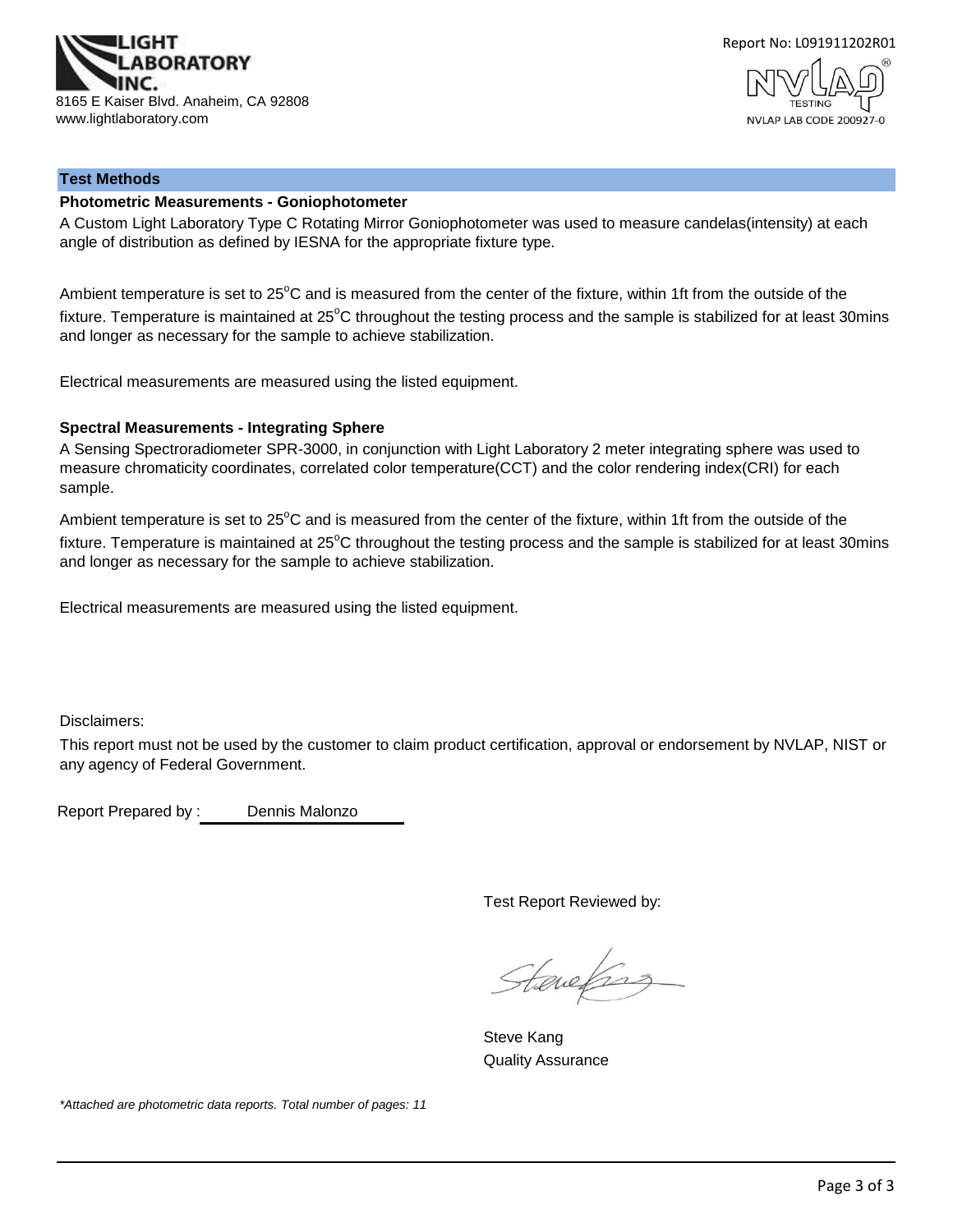**LIGHT LABORATORY INC.**
8165 E Kaiser Blvd. Anaheim, CA 92808
www.lightlaboratory.com

Report No: L091911202R01

NVLAP TESTING
NVLAP LAB CODE 200927-0

## Test Methods

### Photometric Measurements - Goniophotometer

A Custom Light Laboratory Type C Rotating Mirror Goniophotometer was used to measure candelas(intensity) at each angle of distribution as defined by IESNA for the appropriate fixture type.

Ambient temperature is set to 25°C and is measured from the center of the fixture, within 1ft from the outside of the fixture. Temperature is maintained at 25°C throughout the testing process and the sample is stabilized for at least 30mins and longer as necessary for the sample to achieve stabilization.

Electrical measurements are measured using the listed equipment.

### Spectral Measurements - Integrating Sphere

A Sensing Spectroradiometer SPR-3000, in conjunction with Light Laboratory 2 meter integrating sphere was used to measure chromaticity coordinates, correlated color temperature(CCT) and the color rendering index(CRI) for each sample.

Ambient temperature is set to 25°C and is measured from the center of the fixture, within 1ft from the outside of the fixture. Temperature is maintained at 25°C throughout the testing process and the sample is stabilized for at least 30mins and longer as necessary for the sample to achieve stabilization.

Electrical measurements are measured using the listed equipment.

Disclaimers:

This report must not be used by the customer to claim product certification, approval or endorsement by NVLAP, NIST or any agency of Federal Government.

Report Prepared by : Dennis Malonzo

Test Report Reviewed by:

Steve Kang
Quality Assurance

*\*Attached are photometric data reports. Total number of pages: 11*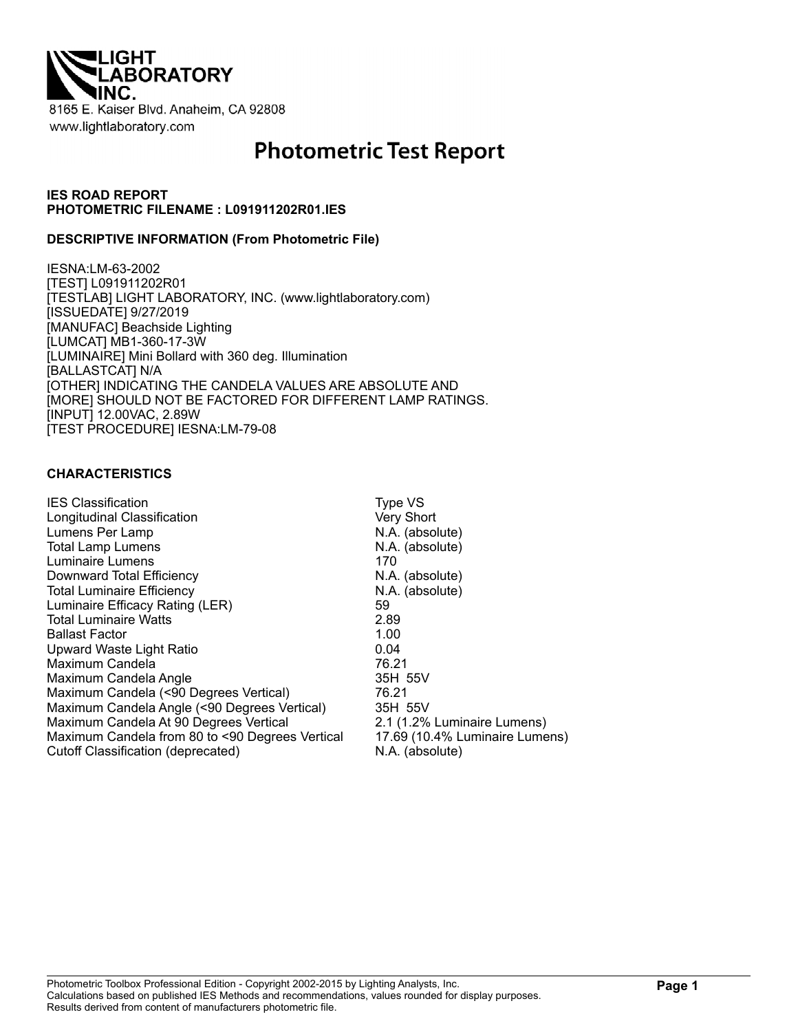LIGHT LABORATORY INC.

8165 E. Kaiser Blvd. Anaheim, CA 92808

www.lightlaboratory.com

# Photometric Test Report

**IES ROAD REPORT**
**PHOTOMETRIC FILENAME : L091911202R01.IES**

**DESCRIPTIVE INFORMATION (From Photometric File)**

IESNA:LM-63-2002
[TEST] L091911202R01
[TESTLAB] LIGHT LABORATORY, INC. (www.lightlaboratory.com)
[ISSUEDATE] 9/27/2019
[MANUFAC] Beachside Lighting
[LUMCAT] MB1-360-17-3W
[LUMINAIRE] Mini Bollard with 360 deg. Illumination
[BALLASTCAT] N/A
[OTHER] INDICATING THE CANDELA VALUES ARE ABSOLUTE AND
[MORE] SHOULD NOT BE FACTORED FOR DIFFERENT LAMP RATINGS.
[INPUT] 12.00VAC, 2.89W
[TEST PROCEDURE] IESNA:LM-79-08

**CHARACTERISTICS**

| | |
|---|---|
| IES Classification | Type VS |
| Longitudinal Classification | Very Short |
| Lumens Per Lamp | N.A. (absolute) |
| Total Lamp Lumens | N.A. (absolute) |
| Luminaire Lumens | 170 |
| Downward Total Efficiency | N.A. (absolute) |
| Total Luminaire Efficiency | N.A. (absolute) |
| Luminaire Efficacy Rating (LER) | 59 |
| Total Luminaire Watts | 2.89 |
| Ballast Factor | 1.00 |
| Upward Waste Light Ratio | 0.04 |
| Maximum Candela | 76.21 |
| Maximum Candela Angle | 35H 55V |
| Maximum Candela (<90 Degrees Vertical) | 76.21 |
| Maximum Candela Angle (<90 Degrees Vertical) | 35H 55V |
| Maximum Candela At 90 Degrees Vertical | 2.1 (1.2% Luminaire Lumens) |
| Maximum Candela from 80 to <90 Degrees Vertical | 17.69 (10.4% Luminaire Lumens) |
| Cutoff Classification (deprecated) | N.A. (absolute) |

Photometric Toolbox Professional Edition - Copyright 2002-2015 by Lighting Analysts, Inc.
Calculations based on published IES Methods and recommendations, values rounded for display purposes.
Results derived from content of manufacturers photometric file.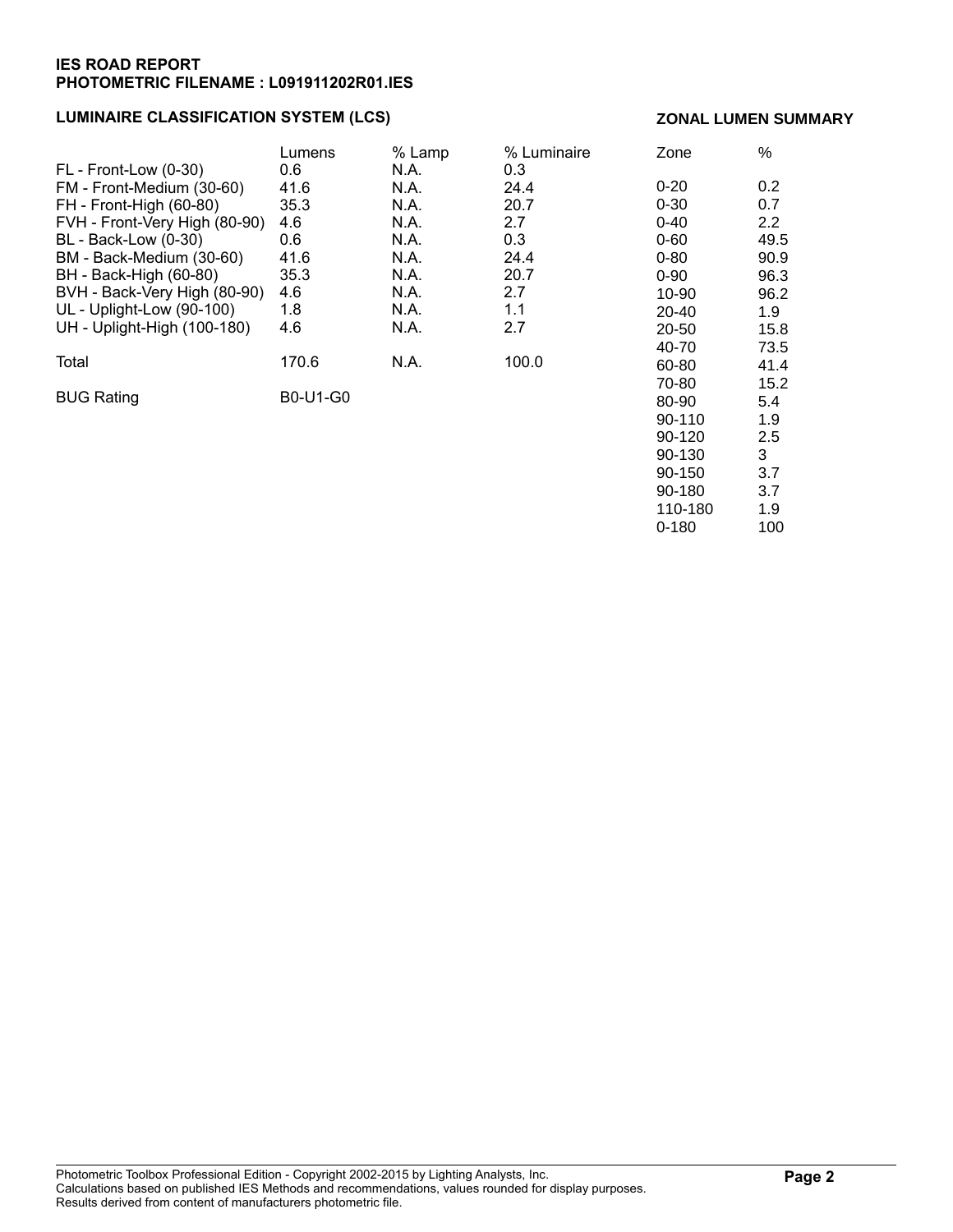**IES ROAD REPORT**
**PHOTOMETRIC FILENAME : L091911202R01.IES**

## LUMINAIRE CLASSIFICATION SYSTEM (LCS)

| | Lumens | % Lamp | % Luminaire |
|---|---|---|---|
| FL - Front-Low (0-30) | 0.6 | N.A. | 0.3 |
| FM - Front-Medium (30-60) | 41.6 | N.A. | 24.4 |
| FH - Front-High (60-80) | 35.3 | N.A. | 20.7 |
| FVH - Front-Very High (80-90) | 4.6 | N.A. | 2.7 |
| BL - Back-Low (0-30) | 0.6 | N.A. | 0.3 |
| BM - Back-Medium (30-60) | 41.6 | N.A. | 24.4 |
| BH - Back-High (60-80) | 35.3 | N.A. | 20.7 |
| BVH - Back-Very High (80-90) | 4.6 | N.A. | 2.7 |
| UL - Uplight-Low (90-100) | 1.8 | N.A. | 1.1 |
| UH - Uplight-High (100-180) | 4.6 | N.A. | 2.7 |
| Total | 170.6 | N.A. | 100.0 |
| BUG Rating | B0-U1-G0 | | |

## ZONAL LUMEN SUMMARY

| Zone | % |
|---|---|
| 0-20 | 0.2 |
| 0-30 | 0.7 |
| 0-40 | 2.2 |
| 0-60 | 49.5 |
| 0-80 | 90.9 |
| 0-90 | 96.3 |
| 10-90 | 96.2 |
| 20-40 | 1.9 |
| 20-50 | 15.8 |
| 40-70 | 73.5 |
| 60-80 | 41.4 |
| 70-80 | 15.2 |
| 80-90 | 5.4 |
| 90-110 | 1.9 |
| 90-120 | 2.5 |
| 90-130 | 3 |
| 90-150 | 3.7 |
| 90-180 | 3.7 |
| 110-180 | 1.9 |
| 0-180 | 100 |

Photometric Toolbox Professional Edition - Copyright 2002-2015 by Lighting Analysts, Inc.
Calculations based on published IES Methods and recommendations, values rounded for display purposes.
Results derived from content of manufacturers photometric file.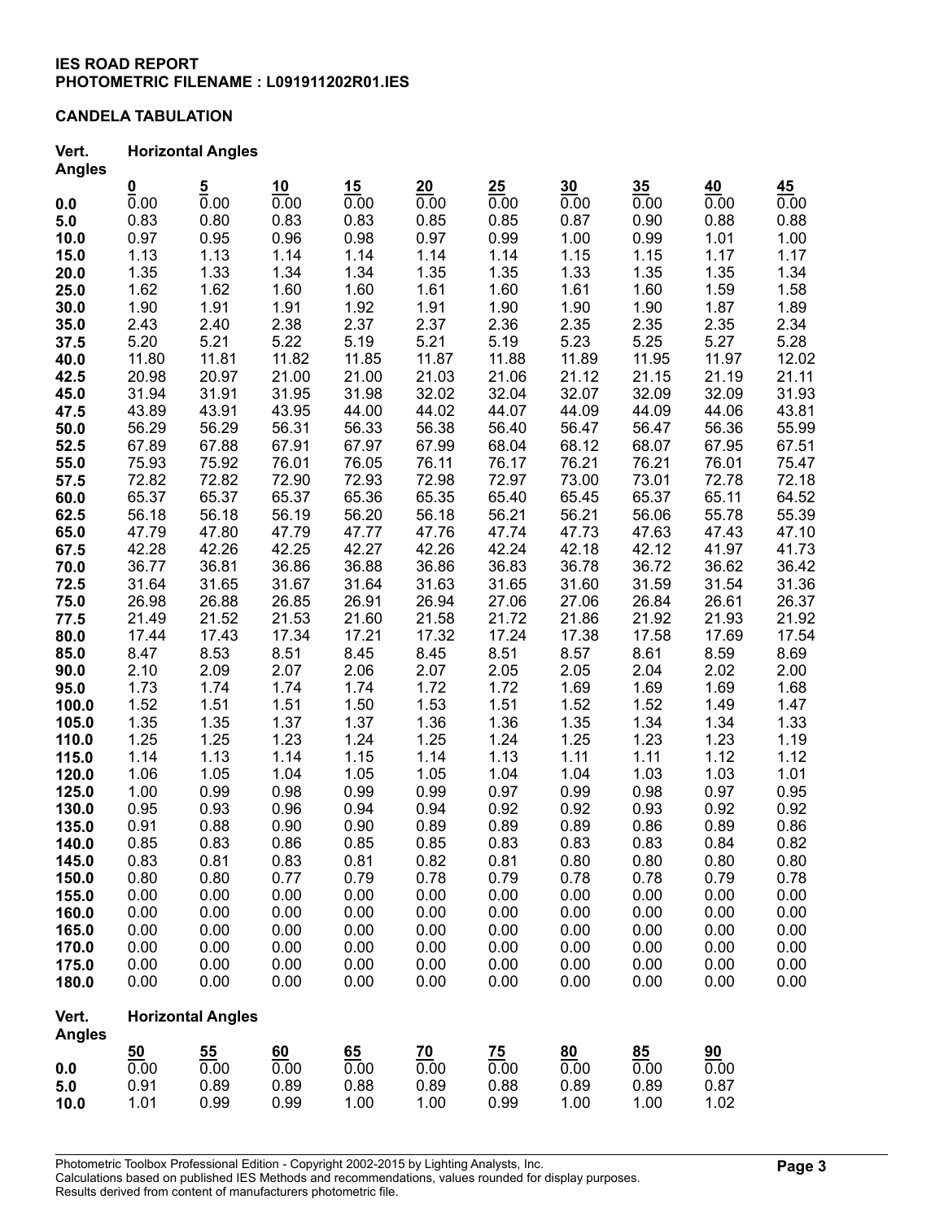**IES ROAD REPORT**
**PHOTOMETRIC FILENAME : L091911202R01.IES**

### CANDELA TABULATION

| Vert. Angles | Horizontal Angles | | | | | | | | | |
|---|---|---|---|---|---|---|---|---|---|---|
| | 0 | 5 | 10 | 15 | 20 | 25 | 30 | 35 | 40 | 45 |
| 0.0 | 0.00 | 0.00 | 0.00 | 0.00 | 0.00 | 0.00 | 0.00 | 0.00 | 0.00 | 0.00 |
| 5.0 | 0.83 | 0.80 | 0.83 | 0.83 | 0.85 | 0.85 | 0.87 | 0.90 | 0.88 | 0.88 |
| 10.0 | 0.97 | 0.95 | 0.96 | 0.98 | 0.97 | 0.99 | 1.00 | 0.99 | 1.01 | 1.00 |
| 15.0 | 1.13 | 1.13 | 1.14 | 1.14 | 1.14 | 1.14 | 1.15 | 1.15 | 1.17 | 1.17 |
| 20.0 | 1.35 | 1.33 | 1.34 | 1.34 | 1.35 | 1.35 | 1.33 | 1.35 | 1.35 | 1.34 |
| 25.0 | 1.62 | 1.62 | 1.60 | 1.60 | 1.61 | 1.60 | 1.61 | 1.60 | 1.59 | 1.58 |
| 30.0 | 1.90 | 1.91 | 1.91 | 1.92 | 1.91 | 1.90 | 1.90 | 1.90 | 1.87 | 1.89 |
| 35.0 | 2.43 | 2.40 | 2.38 | 2.37 | 2.37 | 2.36 | 2.35 | 2.35 | 2.35 | 2.34 |
| 37.5 | 5.20 | 5.21 | 5.22 | 5.19 | 5.21 | 5.19 | 5.23 | 5.25 | 5.27 | 5.28 |
| 40.0 | 11.80 | 11.81 | 11.82 | 11.85 | 11.87 | 11.88 | 11.89 | 11.95 | 11.97 | 12.02 |
| 42.5 | 20.98 | 20.97 | 21.00 | 21.00 | 21.03 | 21.06 | 21.12 | 21.15 | 21.19 | 21.11 |
| 45.0 | 31.94 | 31.91 | 31.95 | 31.98 | 32.02 | 32.04 | 32.07 | 32.09 | 32.09 | 31.93 |
| 47.5 | 43.89 | 43.91 | 43.95 | 44.00 | 44.02 | 44.07 | 44.09 | 44.09 | 44.06 | 43.81 |
| 50.0 | 56.29 | 56.29 | 56.31 | 56.33 | 56.38 | 56.40 | 56.47 | 56.47 | 56.36 | 55.99 |
| 52.5 | 67.89 | 67.88 | 67.91 | 67.97 | 67.99 | 68.04 | 68.12 | 68.07 | 67.95 | 67.51 |
| 55.0 | 75.93 | 75.92 | 76.01 | 76.05 | 76.11 | 76.17 | 76.21 | 76.21 | 76.01 | 75.47 |
| 57.5 | 72.82 | 72.82 | 72.90 | 72.93 | 72.98 | 72.97 | 73.00 | 73.01 | 72.78 | 72.18 |
| 60.0 | 65.37 | 65.37 | 65.37 | 65.36 | 65.35 | 65.40 | 65.45 | 65.37 | 65.11 | 64.52 |
| 62.5 | 56.18 | 56.18 | 56.19 | 56.20 | 56.18 | 56.21 | 56.21 | 56.06 | 55.78 | 55.39 |
| 65.0 | 47.79 | 47.80 | 47.79 | 47.77 | 47.76 | 47.74 | 47.73 | 47.63 | 47.43 | 47.10 |
| 67.5 | 42.28 | 42.26 | 42.25 | 42.27 | 42.26 | 42.24 | 42.18 | 42.12 | 41.97 | 41.73 |
| 70.0 | 36.77 | 36.81 | 36.86 | 36.88 | 36.86 | 36.83 | 36.78 | 36.72 | 36.62 | 36.42 |
| 72.5 | 31.64 | 31.65 | 31.67 | 31.64 | 31.63 | 31.65 | 31.60 | 31.59 | 31.54 | 31.36 |
| 75.0 | 26.98 | 26.88 | 26.85 | 26.91 | 26.94 | 27.06 | 27.06 | 26.84 | 26.61 | 26.37 |
| 77.5 | 21.49 | 21.52 | 21.53 | 21.60 | 21.58 | 21.72 | 21.86 | 21.92 | 21.93 | 21.92 |
| 80.0 | 17.44 | 17.43 | 17.34 | 17.21 | 17.32 | 17.24 | 17.38 | 17.58 | 17.69 | 17.54 |
| 85.0 | 8.47 | 8.53 | 8.51 | 8.45 | 8.45 | 8.51 | 8.57 | 8.61 | 8.59 | 8.69 |
| 90.0 | 2.10 | 2.09 | 2.07 | 2.06 | 2.07 | 2.05 | 2.05 | 2.04 | 2.02 | 2.00 |
| 95.0 | 1.73 | 1.74 | 1.74 | 1.74 | 1.72 | 1.72 | 1.69 | 1.69 | 1.69 | 1.68 |
| 100.0 | 1.52 | 1.51 | 1.51 | 1.50 | 1.53 | 1.51 | 1.52 | 1.52 | 1.49 | 1.47 |
| 105.0 | 1.35 | 1.35 | 1.37 | 1.37 | 1.36 | 1.36 | 1.35 | 1.34 | 1.34 | 1.33 |
| 110.0 | 1.25 | 1.25 | 1.23 | 1.24 | 1.25 | 1.24 | 1.25 | 1.23 | 1.23 | 1.19 |
| 115.0 | 1.14 | 1.13 | 1.14 | 1.15 | 1.14 | 1.13 | 1.11 | 1.11 | 1.12 | 1.12 |
| 120.0 | 1.06 | 1.05 | 1.04 | 1.05 | 1.05 | 1.04 | 1.04 | 1.03 | 1.03 | 1.01 |
| 125.0 | 1.00 | 0.99 | 0.98 | 0.99 | 0.99 | 0.97 | 0.99 | 0.98 | 0.97 | 0.95 |
| 130.0 | 0.95 | 0.93 | 0.96 | 0.94 | 0.94 | 0.92 | 0.92 | 0.93 | 0.92 | 0.92 |
| 135.0 | 0.91 | 0.88 | 0.90 | 0.90 | 0.89 | 0.89 | 0.89 | 0.86 | 0.89 | 0.86 |
| 140.0 | 0.85 | 0.83 | 0.86 | 0.85 | 0.85 | 0.83 | 0.83 | 0.83 | 0.84 | 0.82 |
| 145.0 | 0.83 | 0.81 | 0.83 | 0.81 | 0.82 | 0.81 | 0.80 | 0.80 | 0.80 | 0.80 |
| 150.0 | 0.80 | 0.80 | 0.77 | 0.79 | 0.78 | 0.79 | 0.78 | 0.78 | 0.79 | 0.78 |
| 155.0 | 0.00 | 0.00 | 0.00 | 0.00 | 0.00 | 0.00 | 0.00 | 0.00 | 0.00 | 0.00 |
| 160.0 | 0.00 | 0.00 | 0.00 | 0.00 | 0.00 | 0.00 | 0.00 | 0.00 | 0.00 | 0.00 |
| 165.0 | 0.00 | 0.00 | 0.00 | 0.00 | 0.00 | 0.00 | 0.00 | 0.00 | 0.00 | 0.00 |
| 170.0 | 0.00 | 0.00 | 0.00 | 0.00 | 0.00 | 0.00 | 0.00 | 0.00 | 0.00 | 0.00 |
| 175.0 | 0.00 | 0.00 | 0.00 | 0.00 | 0.00 | 0.00 | 0.00 | 0.00 | 0.00 | 0.00 |
| 180.0 | 0.00 | 0.00 | 0.00 | 0.00 | 0.00 | 0.00 | 0.00 | 0.00 | 0.00 | 0.00 |

| Vert. Angles | Horizontal Angles | | | | | | | | |
|---|---|---|---|---|---|---|---|---|---|
| | 50 | 55 | 60 | 65 | 70 | 75 | 80 | 85 | 90 |
| 0.0 | 0.00 | 0.00 | 0.00 | 0.00 | 0.00 | 0.00 | 0.00 | 0.00 | 0.00 |
| 5.0 | 0.91 | 0.89 | 0.89 | 0.88 | 0.89 | 0.88 | 0.89 | 0.89 | 0.87 |
| 10.0 | 1.01 | 0.99 | 0.99 | 1.00 | 1.00 | 0.99 | 1.00 | 1.00 | 1.02 |

Photometric Toolbox Professional Edition - Copyright 2002-2015 by Lighting Analysts, Inc.
Calculations based on published IES Methods and recommendations, values rounded for display purposes.
Results derived from content of manufacturers photometric file.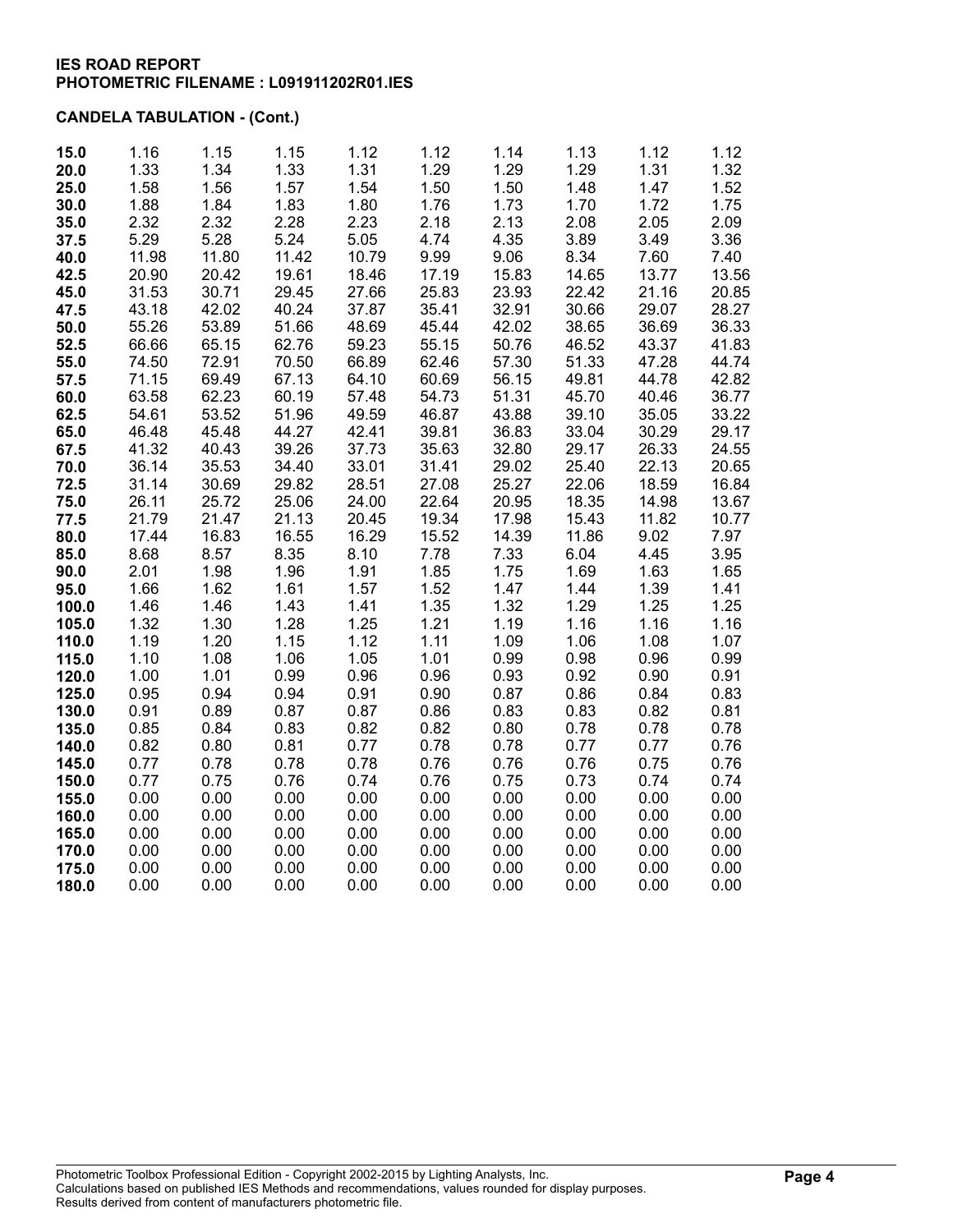**IES ROAD REPORT**
**PHOTOMETRIC FILENAME : L091911202R01.IES**

**CANDELA TABULATION - (Cont.)**

| | | | | | | | | | |
|---|---|---|---|---|---|---|---|---|---|
| **15.0** | 1.16 | 1.15 | 1.15 | 1.12 | 1.12 | 1.14 | 1.13 | 1.12 | 1.12 |
| **20.0** | 1.33 | 1.34 | 1.33 | 1.31 | 1.29 | 1.29 | 1.29 | 1.31 | 1.32 |
| **25.0** | 1.58 | 1.56 | 1.57 | 1.54 | 1.50 | 1.50 | 1.48 | 1.47 | 1.52 |
| **30.0** | 1.88 | 1.84 | 1.83 | 1.80 | 1.76 | 1.73 | 1.70 | 1.72 | 1.75 |
| **35.0** | 2.32 | 2.32 | 2.28 | 2.23 | 2.18 | 2.13 | 2.08 | 2.05 | 2.09 |
| **37.5** | 5.29 | 5.28 | 5.24 | 5.05 | 4.74 | 4.35 | 3.89 | 3.49 | 3.36 |
| **40.0** | 11.98 | 11.80 | 11.42 | 10.79 | 9.99 | 9.06 | 8.34 | 7.60 | 7.40 |
| **42.5** | 20.90 | 20.42 | 19.61 | 18.46 | 17.19 | 15.83 | 14.65 | 13.77 | 13.56 |
| **45.0** | 31.53 | 30.71 | 29.45 | 27.66 | 25.83 | 23.93 | 22.42 | 21.16 | 20.85 |
| **47.5** | 43.18 | 42.02 | 40.24 | 37.87 | 35.41 | 32.91 | 30.66 | 29.07 | 28.27 |
| **50.0** | 55.26 | 53.89 | 51.66 | 48.69 | 45.44 | 42.02 | 38.65 | 36.69 | 36.33 |
| **52.5** | 66.66 | 65.15 | 62.76 | 59.23 | 55.15 | 50.76 | 46.52 | 43.37 | 41.83 |
| **55.0** | 74.50 | 72.91 | 70.50 | 66.89 | 62.46 | 57.30 | 51.33 | 47.28 | 44.74 |
| **57.5** | 71.15 | 69.49 | 67.13 | 64.10 | 60.69 | 56.15 | 49.81 | 44.78 | 42.82 |
| **60.0** | 63.58 | 62.23 | 60.19 | 57.48 | 54.73 | 51.31 | 45.70 | 40.46 | 36.77 |
| **62.5** | 54.61 | 53.52 | 51.96 | 49.59 | 46.87 | 43.88 | 39.10 | 35.05 | 33.22 |
| **65.0** | 46.48 | 45.48 | 44.27 | 42.41 | 39.81 | 36.83 | 33.04 | 30.29 | 29.17 |
| **67.5** | 41.32 | 40.43 | 39.26 | 37.73 | 35.63 | 32.80 | 29.17 | 26.33 | 24.55 |
| **70.0** | 36.14 | 35.53 | 34.40 | 33.01 | 31.41 | 29.02 | 25.40 | 22.13 | 20.65 |
| **72.5** | 31.14 | 30.69 | 29.82 | 28.51 | 27.08 | 25.27 | 22.06 | 18.59 | 16.84 |
| **75.0** | 26.11 | 25.72 | 25.06 | 24.00 | 22.64 | 20.95 | 18.35 | 14.98 | 13.67 |
| **77.5** | 21.79 | 21.47 | 21.13 | 20.45 | 19.34 | 17.98 | 15.43 | 11.82 | 10.77 |
| **80.0** | 17.44 | 16.83 | 16.55 | 16.29 | 15.52 | 14.39 | 11.86 | 9.02 | 7.97 |
| **85.0** | 8.68 | 8.57 | 8.35 | 8.10 | 7.78 | 7.33 | 6.04 | 4.45 | 3.95 |
| **90.0** | 2.01 | 1.98 | 1.96 | 1.91 | 1.85 | 1.75 | 1.69 | 1.63 | 1.65 |
| **95.0** | 1.66 | 1.62 | 1.61 | 1.57 | 1.52 | 1.47 | 1.44 | 1.39 | 1.41 |
| **100.0** | 1.46 | 1.46 | 1.43 | 1.41 | 1.35 | 1.32 | 1.29 | 1.25 | 1.25 |
| **105.0** | 1.32 | 1.30 | 1.28 | 1.25 | 1.21 | 1.19 | 1.16 | 1.16 | 1.16 |
| **110.0** | 1.19 | 1.20 | 1.15 | 1.12 | 1.11 | 1.09 | 1.06 | 1.08 | 1.07 |
| **115.0** | 1.10 | 1.08 | 1.06 | 1.05 | 1.01 | 0.99 | 0.98 | 0.96 | 0.99 |
| **120.0** | 1.00 | 1.01 | 0.99 | 0.96 | 0.96 | 0.93 | 0.92 | 0.90 | 0.91 |
| **125.0** | 0.95 | 0.94 | 0.94 | 0.91 | 0.90 | 0.87 | 0.86 | 0.84 | 0.83 |
| **130.0** | 0.91 | 0.89 | 0.87 | 0.87 | 0.86 | 0.83 | 0.83 | 0.82 | 0.81 |
| **135.0** | 0.85 | 0.84 | 0.83 | 0.82 | 0.82 | 0.80 | 0.78 | 0.78 | 0.78 |
| **140.0** | 0.82 | 0.80 | 0.81 | 0.77 | 0.78 | 0.78 | 0.77 | 0.77 | 0.76 |
| **145.0** | 0.77 | 0.78 | 0.78 | 0.78 | 0.76 | 0.76 | 0.76 | 0.75 | 0.76 |
| **150.0** | 0.77 | 0.75 | 0.76 | 0.74 | 0.76 | 0.75 | 0.73 | 0.74 | 0.74 |
| **155.0** | 0.00 | 0.00 | 0.00 | 0.00 | 0.00 | 0.00 | 0.00 | 0.00 | 0.00 |
| **160.0** | 0.00 | 0.00 | 0.00 | 0.00 | 0.00 | 0.00 | 0.00 | 0.00 | 0.00 |
| **165.0** | 0.00 | 0.00 | 0.00 | 0.00 | 0.00 | 0.00 | 0.00 | 0.00 | 0.00 |
| **170.0** | 0.00 | 0.00 | 0.00 | 0.00 | 0.00 | 0.00 | 0.00 | 0.00 | 0.00 |
| **175.0** | 0.00 | 0.00 | 0.00 | 0.00 | 0.00 | 0.00 | 0.00 | 0.00 | 0.00 |
| **180.0** | 0.00 | 0.00 | 0.00 | 0.00 | 0.00 | 0.00 | 0.00 | 0.00 | 0.00 |

Photometric Toolbox Professional Edition - Copyright 2002-2015 by Lighting Analysts, Inc.
Calculations based on published IES Methods and recommendations, values rounded for display purposes.
Results derived from content of manufacturers photometric file.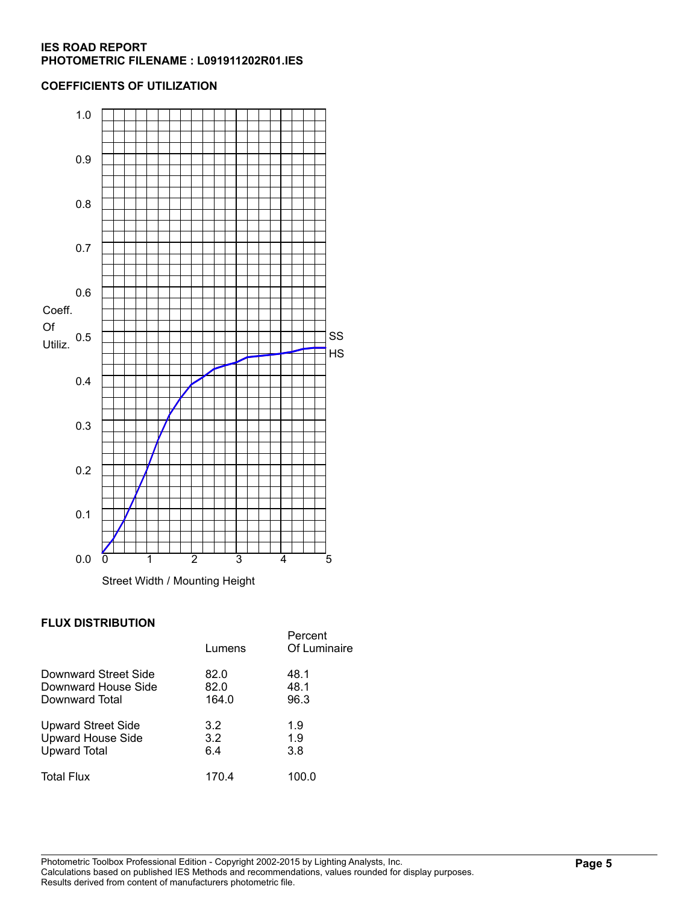**IES ROAD REPORT**
**PHOTOMETRIC FILENAME : L091911202R01.IES**

**COEFFICIENTS OF UTILIZATION**

**FLUX DISTRIBUTION**

| | Lumens | Percent Of Luminaire |
|---|---|---|
| Downward Street Side | 82.0 | 48.1 |
| Downward House Side | 82.0 | 48.1 |
| Downward Total | 164.0 | 96.3 |
| Upward Street Side | 3.2 | 1.9 |
| Upward House Side | 3.2 | 1.9 |
| Upward Total | 6.4 | 3.8 |
| Total Flux | 170.4 | 100.0 |

Photometric Toolbox Professional Edition - Copyright 2002-2015 by Lighting Analysts, Inc.
Calculations based on published IES Methods and recommendations, values rounded for display purposes.
Results derived from content of manufacturers photometric file.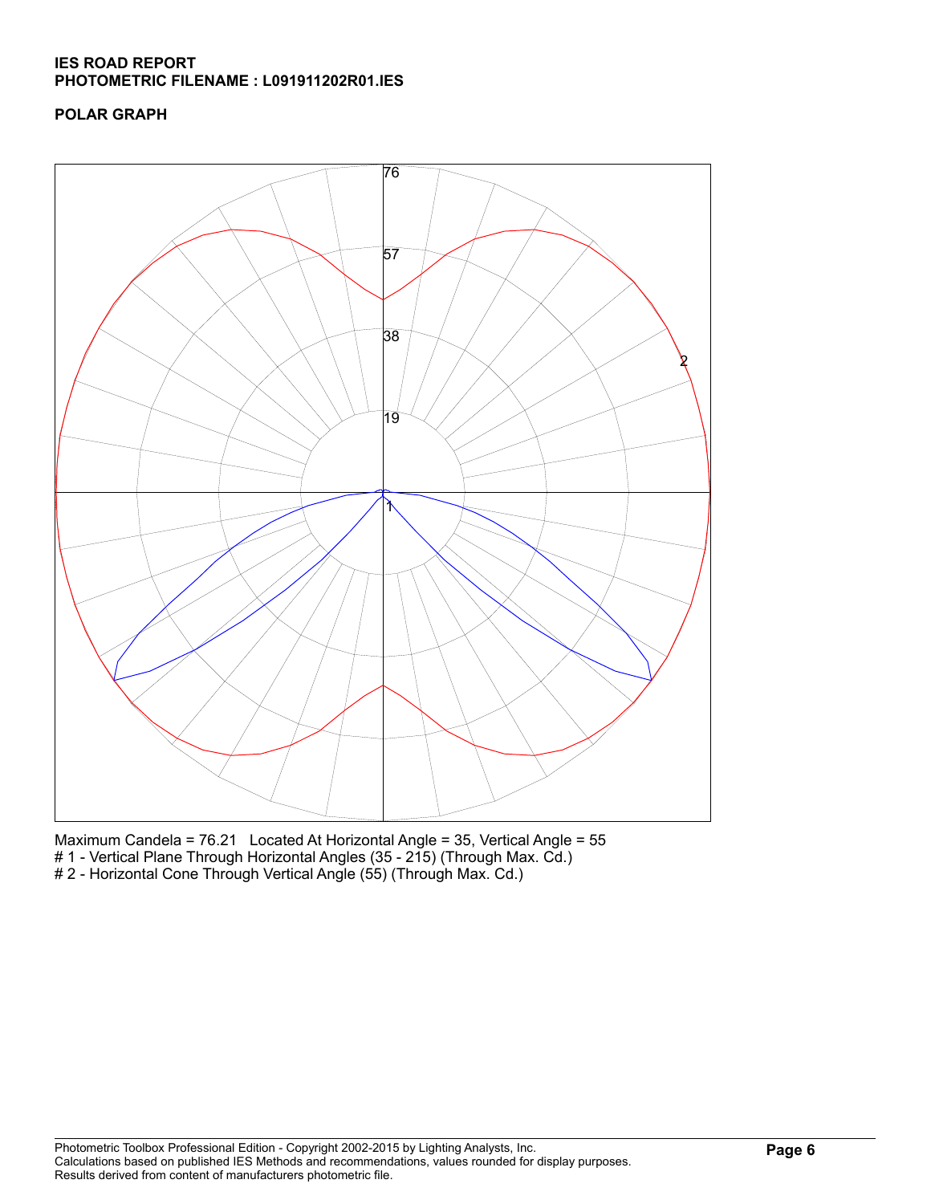**IES ROAD REPORT**
**PHOTOMETRIC FILENAME : L091911202R01.IES**

**POLAR GRAPH**

76

57

38

19

2

1

Maximum Candela = 76.21 Located At Horizontal Angle = 35, Vertical Angle = 55
# 1 - Vertical Plane Through Horizontal Angles (35 - 215) (Through Max. Cd.)
# 2 - Horizontal Cone Through Vertical Angle (55) (Through Max. Cd.)

Photometric Toolbox Professional Edition - Copyright 2002-2015 by Lighting Analysts, Inc.
Calculations based on published IES Methods and recommendations, values rounded for display purposes.
Results derived from content of manufacturers photometric file.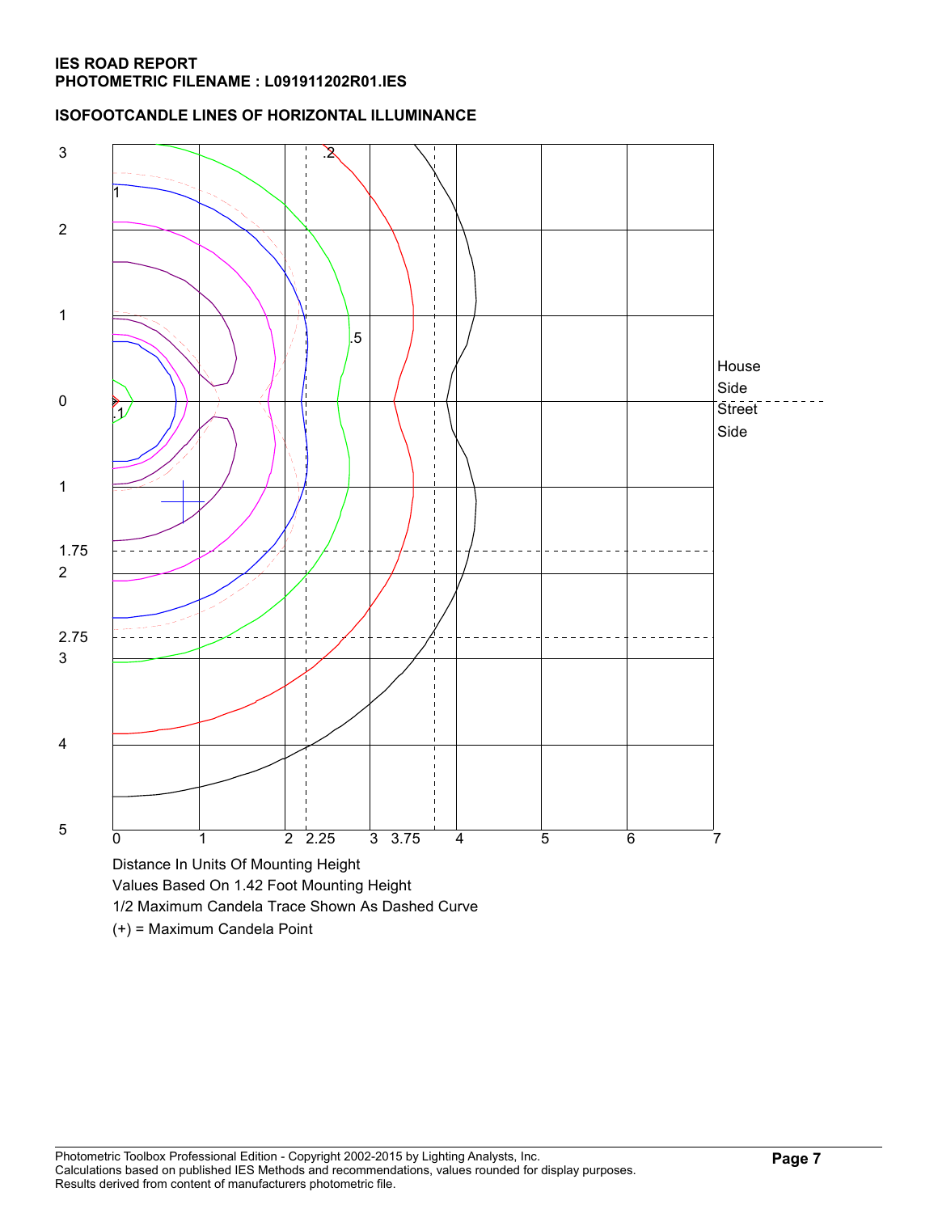**IES ROAD REPORT**
**PHOTOMETRIC FILENAME : L091911202R01.IES**

**ISOFOOTCANDLE LINES OF HORIZONTAL ILLUMINANCE**

Distance In Units Of Mounting Height

Values Based On 1.42 Foot Mounting Height

1/2 Maximum Candela Trace Shown As Dashed Curve

(+) = Maximum Candela Point

Photometric Toolbox Professional Edition - Copyright 2002-2015 by Lighting Analysts, Inc.
Calculations based on published IES Methods and recommendations, values rounded for display purposes.
Results derived from content of manufacturers photometric file.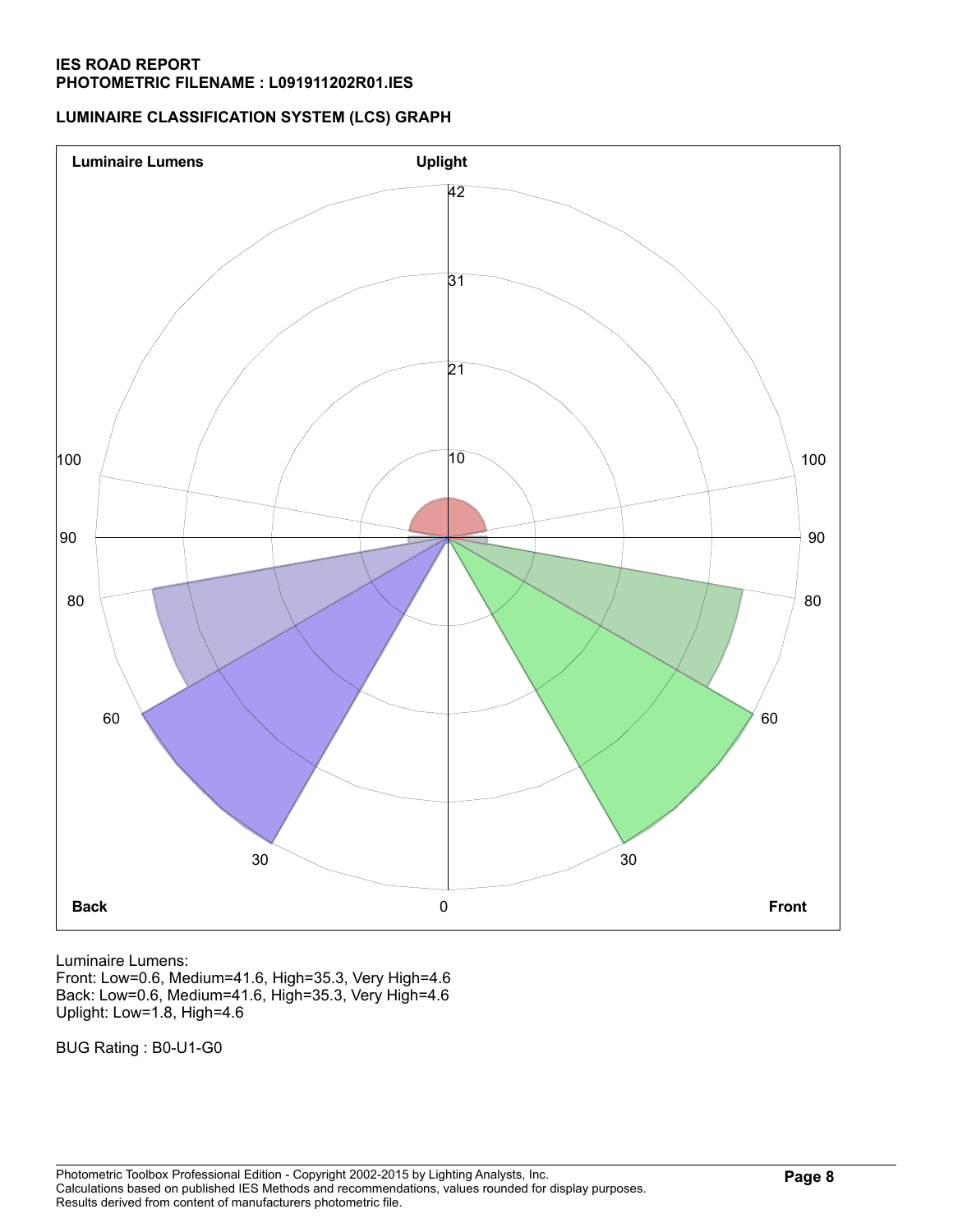**IES ROAD REPORT**
**PHOTOMETRIC FILENAME : L091911202R01.IES**

**LUMINAIRE CLASSIFICATION SYSTEM (LCS) GRAPH**

Luminaire Lumens
Uplight
42
31
21
10
100
100
90
90
80
80
60
60
30
30
0
Back
Front

Luminaire Lumens:
Front: Low=0.6, Medium=41.6, High=35.3, Very High=4.6
Back: Low=0.6, Medium=41.6, High=35.3, Very High=4.6
Uplight: Low=1.8, High=4.6

BUG Rating : B0-U1-G0

Photometric Toolbox Professional Edition - Copyright 2002-2015 by Lighting Analysts, Inc.
Calculations based on published IES Methods and recommendations, values rounded for display purposes.
Results derived from content of manufacturers photometric file.